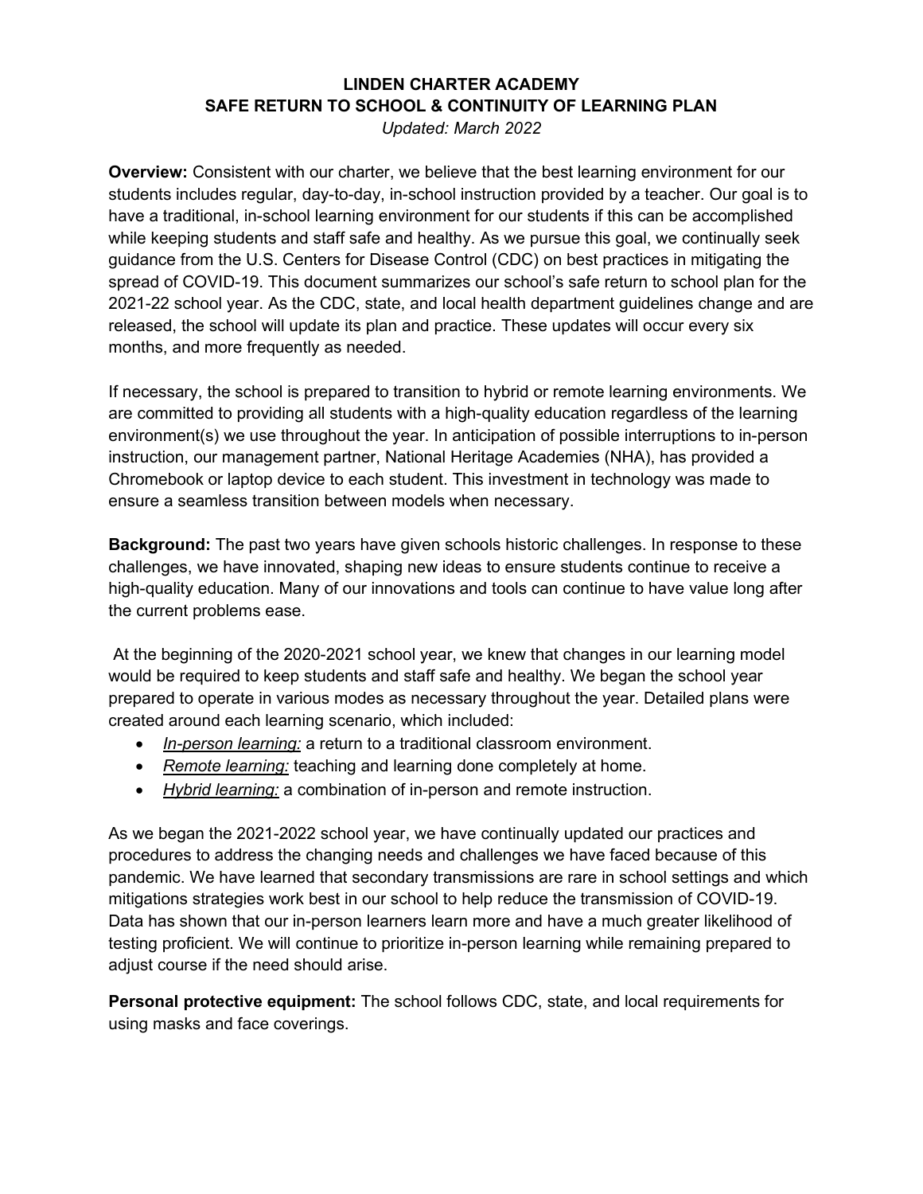# LINDEN CHARTER ACADEMY
## SAFE RETURN TO SCHOOL & CONTINUITY OF LEARNING PLAN

*Updated: March 2022*

**Overview:** Consistent with our charter, we believe that the best learning environment for our students includes regular, day-to-day, in-school instruction provided by a teacher. Our goal is to have a traditional, in-school learning environment for our students if this can be accomplished while keeping students and staff safe and healthy. As we pursue this goal, we continually seek guidance from the U.S. Centers for Disease Control (CDC) on best practices in mitigating the spread of COVID-19. This document summarizes our school's safe return to school plan for the 2021-22 school year. As the CDC, state, and local health department guidelines change and are released, the school will update its plan and practice. These updates will occur every six months, and more frequently as needed.

If necessary, the school is prepared to transition to hybrid or remote learning environments. We are committed to providing all students with a high-quality education regardless of the learning environment(s) we use throughout the year. In anticipation of possible interruptions to in-person instruction, our management partner, National Heritage Academies (NHA), has provided a Chromebook or laptop device to each student. This investment in technology was made to ensure a seamless transition between models when necessary.

**Background:** The past two years have given schools historic challenges. In response to these challenges, we have innovated, shaping new ideas to ensure students continue to receive a high-quality education. Many of our innovations and tools can continue to have value long after the current problems ease.

At the beginning of the 2020-2021 school year, we knew that changes in our learning model would be required to keep students and staff safe and healthy. We began the school year prepared to operate in various modes as necessary throughout the year. Detailed plans were created around each learning scenario, which included:

- *In-person learning:* a return to a traditional classroom environment.
- *Remote learning:* teaching and learning done completely at home.
- *Hybrid learning:* a combination of in-person and remote instruction.

As we began the 2021-2022 school year, we have continually updated our practices and procedures to address the changing needs and challenges we have faced because of this pandemic. We have learned that secondary transmissions are rare in school settings and which mitigations strategies work best in our school to help reduce the transmission of COVID-19. Data has shown that our in-person learners learn more and have a much greater likelihood of testing proficient. We will continue to prioritize in-person learning while remaining prepared to adjust course if the need should arise.

**Personal protective equipment:** The school follows CDC, state, and local requirements for using masks and face coverings.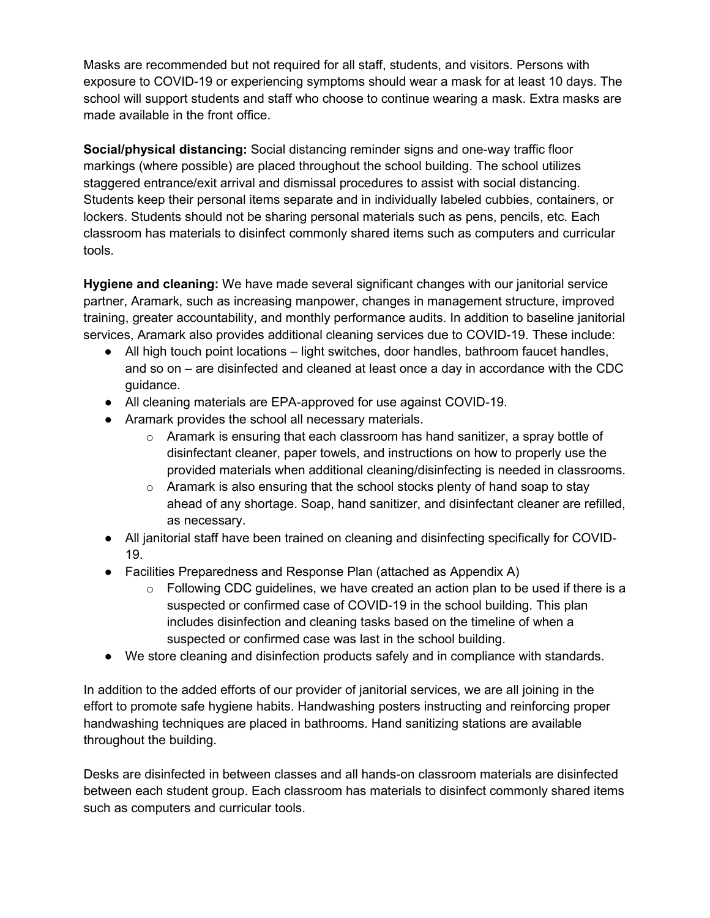Masks are recommended but not required for all staff, students, and visitors. Persons with exposure to COVID-19 or experiencing symptoms should wear a mask for at least 10 days. The school will support students and staff who choose to continue wearing a mask. Extra masks are made available in the front office.

**Social/physical distancing:** Social distancing reminder signs and one-way traffic floor markings (where possible) are placed throughout the school building. The school utilizes staggered entrance/exit arrival and dismissal procedures to assist with social distancing. Students keep their personal items separate and in individually labeled cubbies, containers, or lockers. Students should not be sharing personal materials such as pens, pencils, etc. Each classroom has materials to disinfect commonly shared items such as computers and curricular tools.

**Hygiene and cleaning:** We have made several significant changes with our janitorial service partner, Aramark, such as increasing manpower, changes in management structure, improved training, greater accountability, and monthly performance audits. In addition to baseline janitorial services, Aramark also provides additional cleaning services due to COVID-19. These include:

- All high touch point locations – light switches, door handles, bathroom faucet handles, and so on – are disinfected and cleaned at least once a day in accordance with the CDC guidance.
- All cleaning materials are EPA-approved for use against COVID-19.
- Aramark provides the school all necessary materials.
    - Aramark is ensuring that each classroom has hand sanitizer, a spray bottle of disinfectant cleaner, paper towels, and instructions on how to properly use the provided materials when additional cleaning/disinfecting is needed in classrooms.
    - Aramark is also ensuring that the school stocks plenty of hand soap to stay ahead of any shortage. Soap, hand sanitizer, and disinfectant cleaner are refilled, as necessary.
- All janitorial staff have been trained on cleaning and disinfecting specifically for COVID-19.
- Facilities Preparedness and Response Plan (attached as Appendix A)
    - Following CDC guidelines, we have created an action plan to be used if there is a suspected or confirmed case of COVID-19 in the school building. This plan includes disinfection and cleaning tasks based on the timeline of when a suspected or confirmed case was last in the school building.
- We store cleaning and disinfection products safely and in compliance with standards.

In addition to the added efforts of our provider of janitorial services, we are all joining in the effort to promote safe hygiene habits. Handwashing posters instructing and reinforcing proper handwashing techniques are placed in bathrooms. Hand sanitizing stations are available throughout the building.

Desks are disinfected in between classes and all hands-on classroom materials are disinfected between each student group. Each classroom has materials to disinfect commonly shared items such as computers and curricular tools.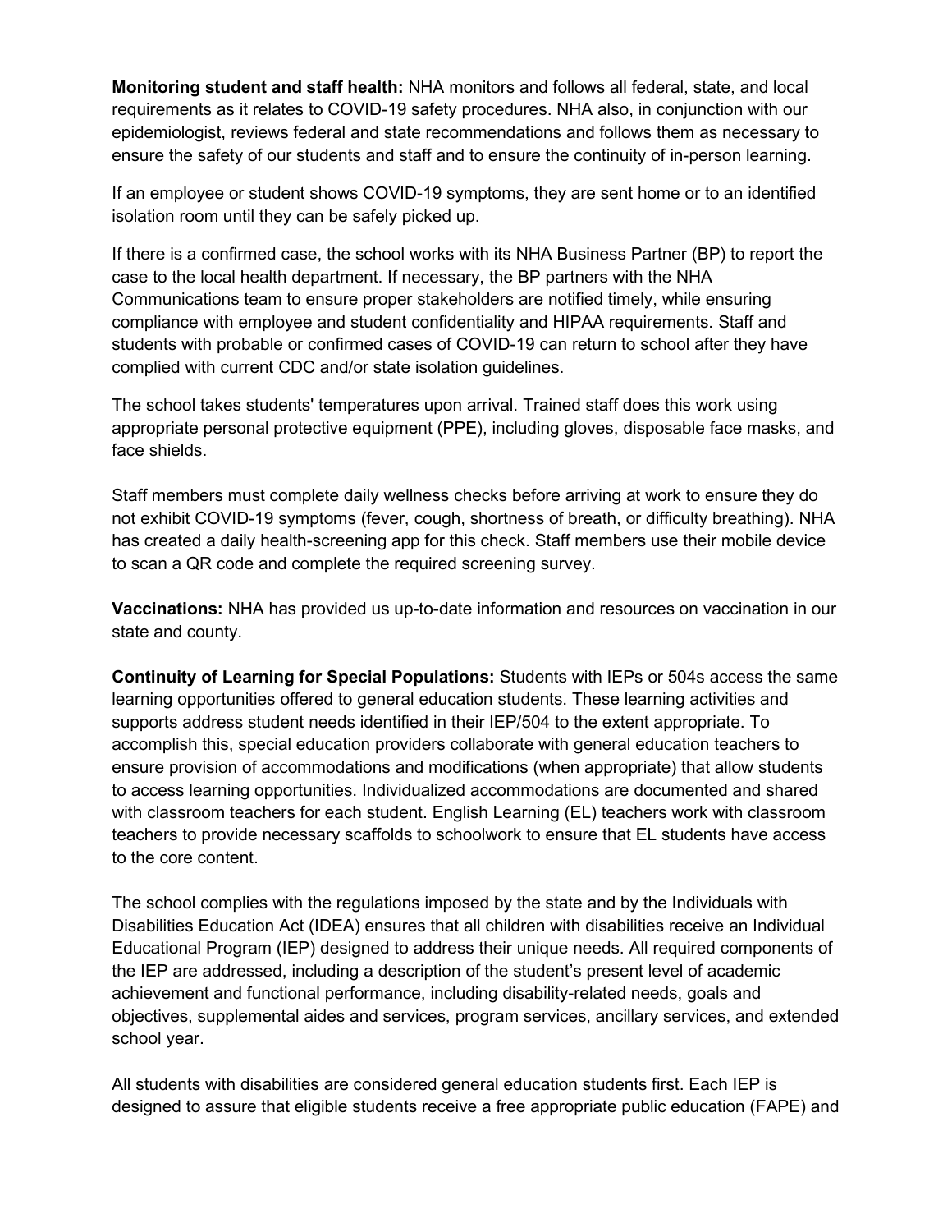**Monitoring student and staff health:** NHA monitors and follows all federal, state, and local requirements as it relates to COVID-19 safety procedures. NHA also, in conjunction with our epidemiologist, reviews federal and state recommendations and follows them as necessary to ensure the safety of our students and staff and to ensure the continuity of in-person learning.

If an employee or student shows COVID-19 symptoms, they are sent home or to an identified isolation room until they can be safely picked up.

If there is a confirmed case, the school works with its NHA Business Partner (BP) to report the case to the local health department. If necessary, the BP partners with the NHA Communications team to ensure proper stakeholders are notified timely, while ensuring compliance with employee and student confidentiality and HIPAA requirements. Staff and students with probable or confirmed cases of COVID-19 can return to school after they have complied with current CDC and/or state isolation guidelines.

The school takes students' temperatures upon arrival. Trained staff does this work using appropriate personal protective equipment (PPE), including gloves, disposable face masks, and face shields.

Staff members must complete daily wellness checks before arriving at work to ensure they do not exhibit COVID-19 symptoms (fever, cough, shortness of breath, or difficulty breathing). NHA has created a daily health-screening app for this check. Staff members use their mobile device to scan a QR code and complete the required screening survey.

**Vaccinations:** NHA has provided us up-to-date information and resources on vaccination in our state and county.

**Continuity of Learning for Special Populations:** Students with IEPs or 504s access the same learning opportunities offered to general education students. These learning activities and supports address student needs identified in their IEP/504 to the extent appropriate. To accomplish this, special education providers collaborate with general education teachers to ensure provision of accommodations and modifications (when appropriate) that allow students to access learning opportunities. Individualized accommodations are documented and shared with classroom teachers for each student. English Learning (EL) teachers work with classroom teachers to provide necessary scaffolds to schoolwork to ensure that EL students have access to the core content.

The school complies with the regulations imposed by the state and by the Individuals with Disabilities Education Act (IDEA) ensures that all children with disabilities receive an Individual Educational Program (IEP) designed to address their unique needs. All required components of the IEP are addressed, including a description of the student's present level of academic achievement and functional performance, including disability-related needs, goals and objectives, supplemental aides and services, program services, ancillary services, and extended school year.

All students with disabilities are considered general education students first. Each IEP is designed to assure that eligible students receive a free appropriate public education (FAPE) and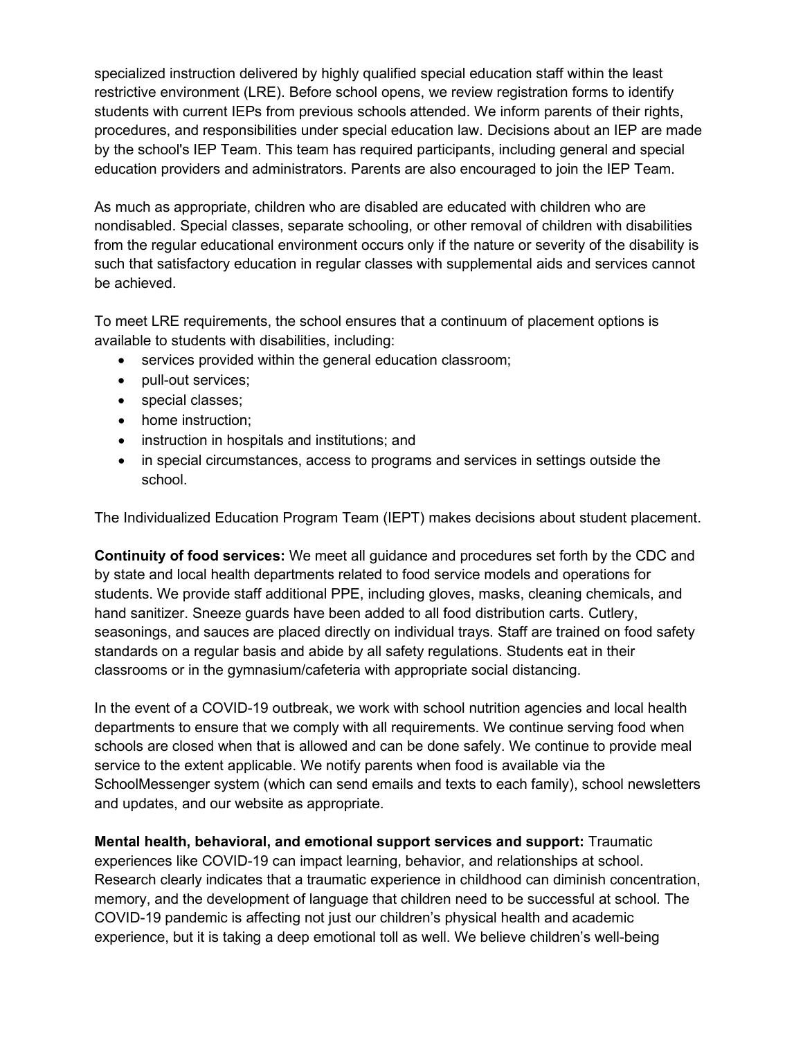specialized instruction delivered by highly qualified special education staff within the least restrictive environment (LRE). Before school opens, we review registration forms to identify students with current IEPs from previous schools attended. We inform parents of their rights, procedures, and responsibilities under special education law. Decisions about an IEP are made by the school's IEP Team. This team has required participants, including general and special education providers and administrators. Parents are also encouraged to join the IEP Team.

As much as appropriate, children who are disabled are educated with children who are nondisabled. Special classes, separate schooling, or other removal of children with disabilities from the regular educational environment occurs only if the nature or severity of the disability is such that satisfactory education in regular classes with supplemental aids and services cannot be achieved.

To meet LRE requirements, the school ensures that a continuum of placement options is available to students with disabilities, including:

- services provided within the general education classroom;
- pull-out services;
- special classes;
- home instruction;
- instruction in hospitals and institutions; and
- in special circumstances, access to programs and services in settings outside the school.

The Individualized Education Program Team (IEPT) makes decisions about student placement.

**Continuity of food services:** We meet all guidance and procedures set forth by the CDC and by state and local health departments related to food service models and operations for students. We provide staff additional PPE, including gloves, masks, cleaning chemicals, and hand sanitizer. Sneeze guards have been added to all food distribution carts. Cutlery, seasonings, and sauces are placed directly on individual trays. Staff are trained on food safety standards on a regular basis and abide by all safety regulations. Students eat in their classrooms or in the gymnasium/cafeteria with appropriate social distancing.

In the event of a COVID-19 outbreak, we work with school nutrition agencies and local health departments to ensure that we comply with all requirements. We continue serving food when schools are closed when that is allowed and can be done safely. We continue to provide meal service to the extent applicable. We notify parents when food is available via the SchoolMessenger system (which can send emails and texts to each family), school newsletters and updates, and our website as appropriate.

**Mental health, behavioral, and emotional support services and support:** Traumatic experiences like COVID-19 can impact learning, behavior, and relationships at school. Research clearly indicates that a traumatic experience in childhood can diminish concentration, memory, and the development of language that children need to be successful at school. The COVID-19 pandemic is affecting not just our children's physical health and academic experience, but it is taking a deep emotional toll as well. We believe children's well-being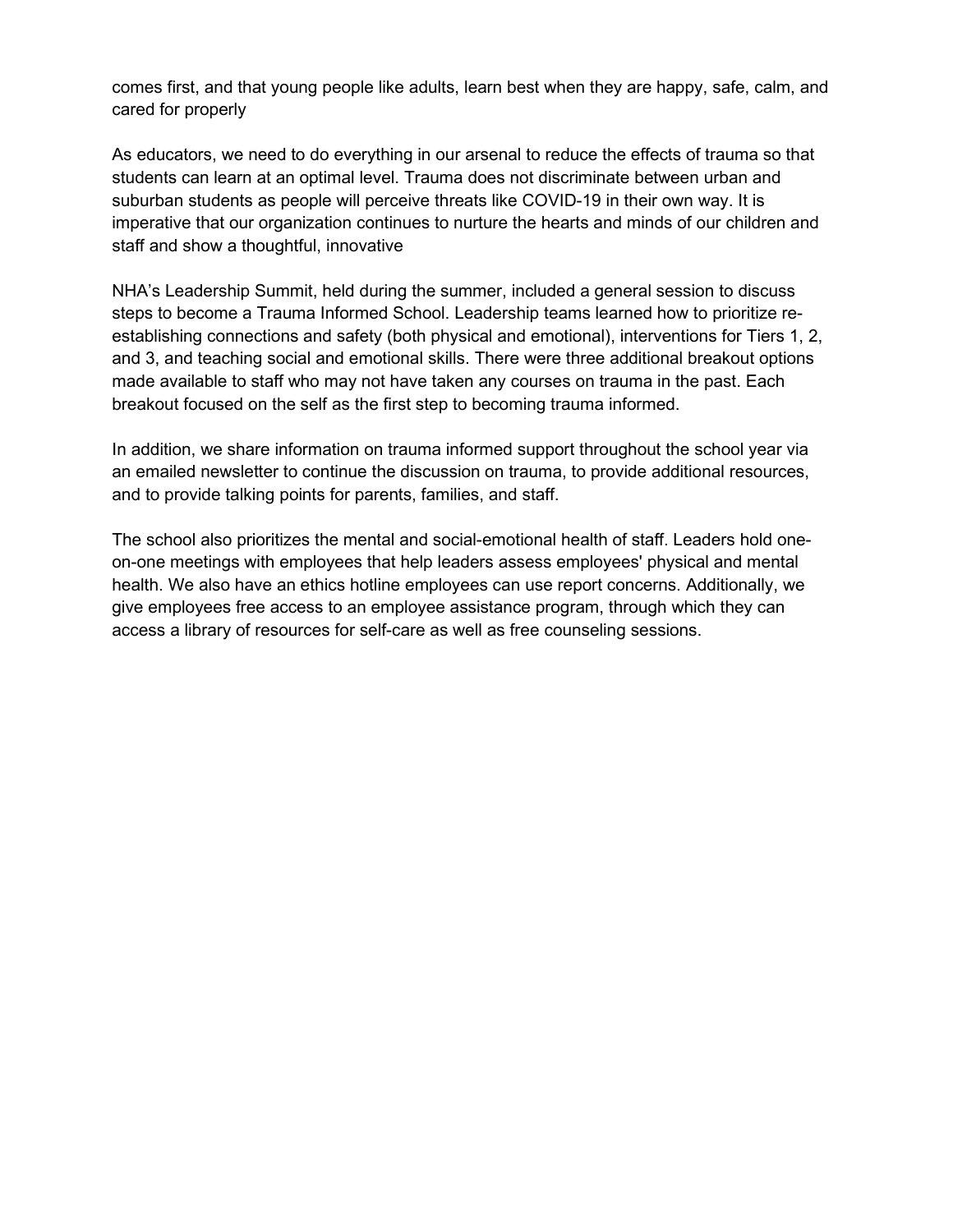comes first, and that young people like adults, learn best when they are happy, safe, calm, and cared for properly

As educators, we need to do everything in our arsenal to reduce the effects of trauma so that students can learn at an optimal level. Trauma does not discriminate between urban and suburban students as people will perceive threats like COVID-19 in their own way. It is imperative that our organization continues to nurture the hearts and minds of our children and staff and show a thoughtful, innovative

NHA's Leadership Summit, held during the summer, included a general session to discuss steps to become a Trauma Informed School. Leadership teams learned how to prioritize re-establishing connections and safety (both physical and emotional), interventions for Tiers 1, 2, and 3, and teaching social and emotional skills. There were three additional breakout options made available to staff who may not have taken any courses on trauma in the past. Each breakout focused on the self as the first step to becoming trauma informed.

In addition, we share information on trauma informed support throughout the school year via an emailed newsletter to continue the discussion on trauma, to provide additional resources, and to provide talking points for parents, families, and staff.

The school also prioritizes the mental and social-emotional health of staff. Leaders hold one-on-one meetings with employees that help leaders assess employees' physical and mental health. We also have an ethics hotline employees can use report concerns. Additionally, we give employees free access to an employee assistance program, through which they can access a library of resources for self-care as well as free counseling sessions.